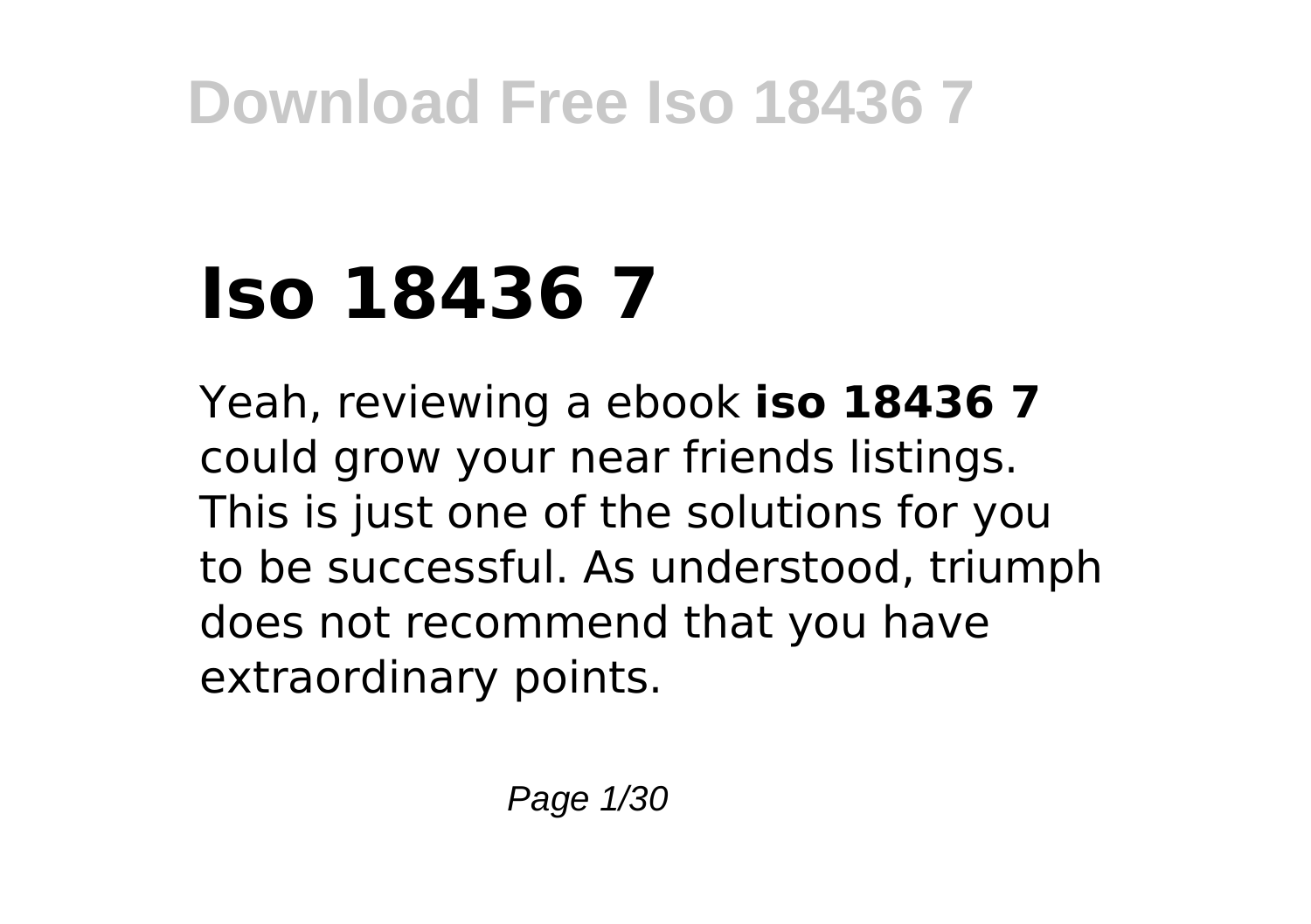# Iso 18436 7

Yeah, reviewing a ebook **iso 18436 7** could grow your near friends listings. This is just one of the solutions for you to be successful. As understood, triumph does not recommend that you have extraordinary points.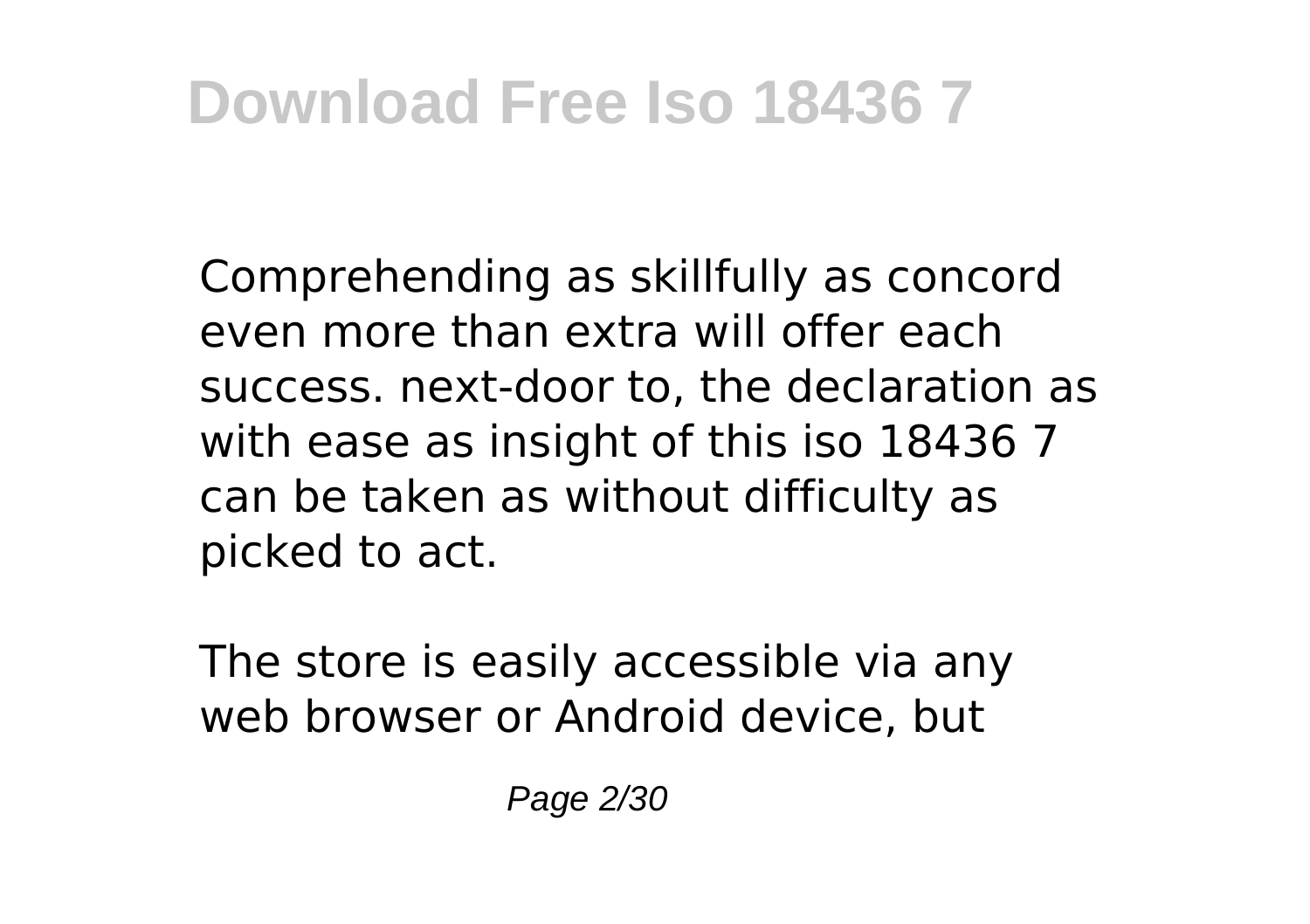Comprehending as skillfully as concord even more than extra will offer each success. next-door to, the declaration as with ease as insight of this iso 18436 7 can be taken as without difficulty as picked to act.

The store is easily accessible via any web browser or Android device, but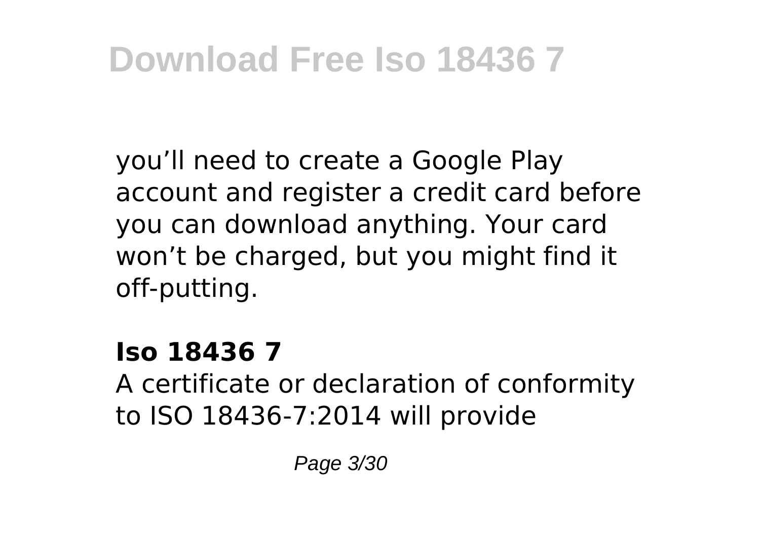you'll need to create a Google Play account and register a credit card before you can download anything. Your card won't be charged, but you might find it off-putting.

**Iso 18436 7**

A certificate or declaration of conformity to ISO 18436-7:2014 will provide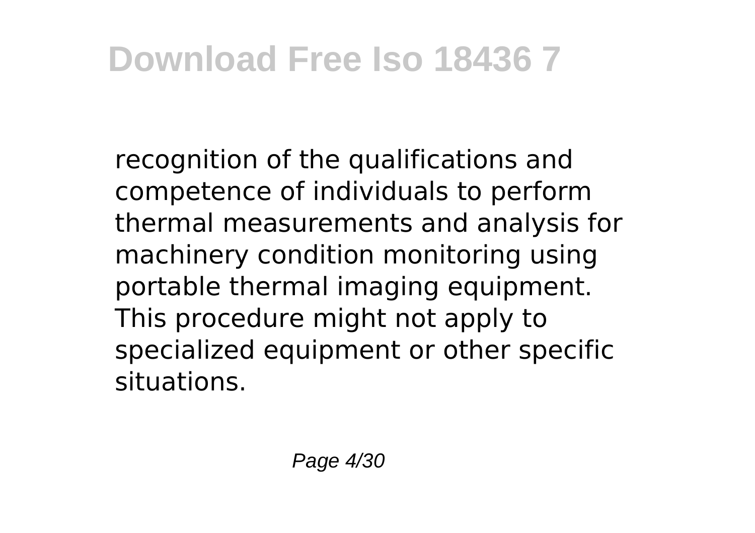recognition of the qualifications and competence of individuals to perform thermal measurements and analysis for machinery condition monitoring using portable thermal imaging equipment. This procedure might not apply to specialized equipment or other specific situations.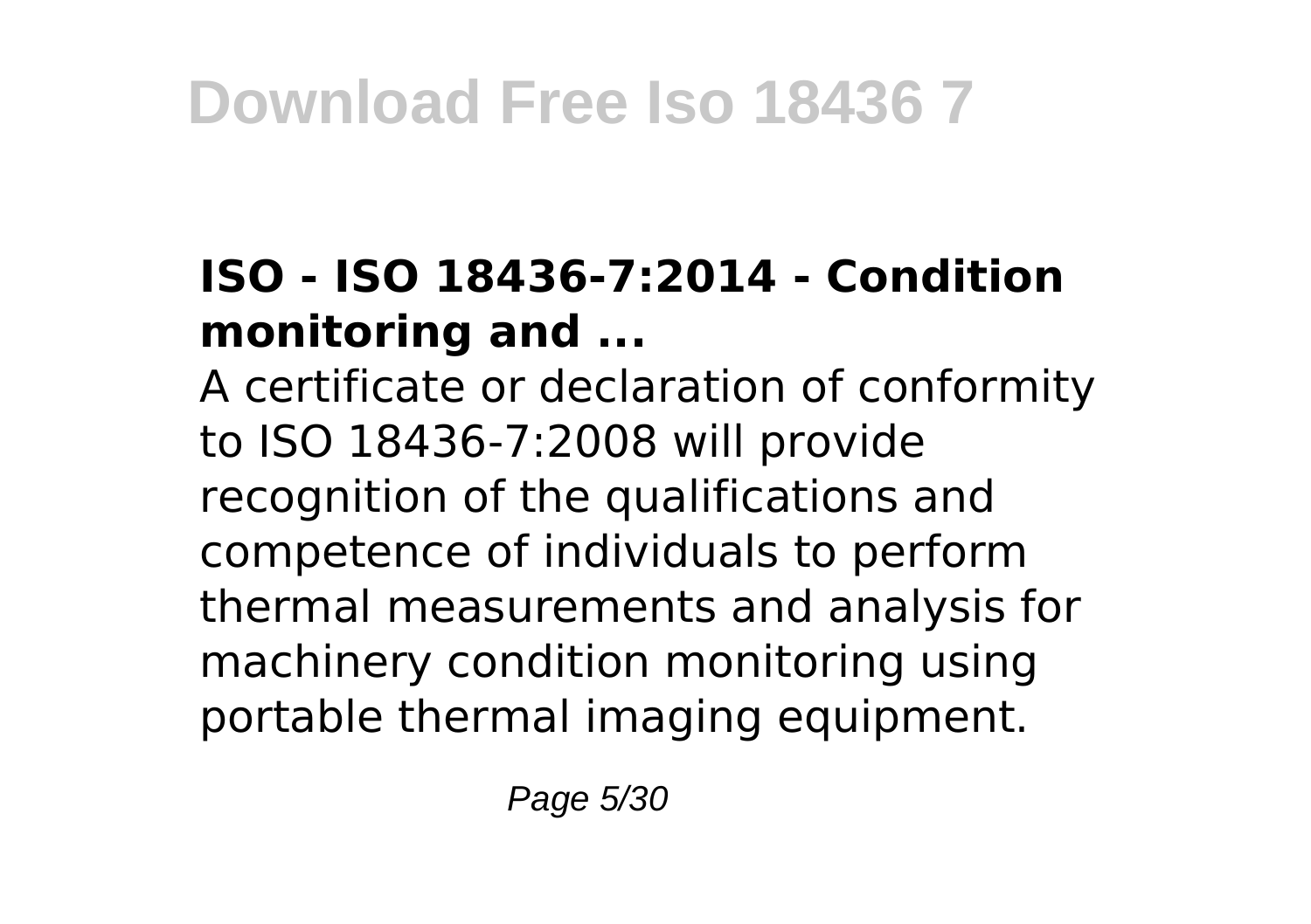### ISO - ISO 18436-7:2014 - Condition monitoring and ...

A certificate or declaration of conformity to ISO 18436-7:2008 will provide recognition of the qualifications and competence of individuals to perform thermal measurements and analysis for machinery condition monitoring using portable thermal imaging equipment.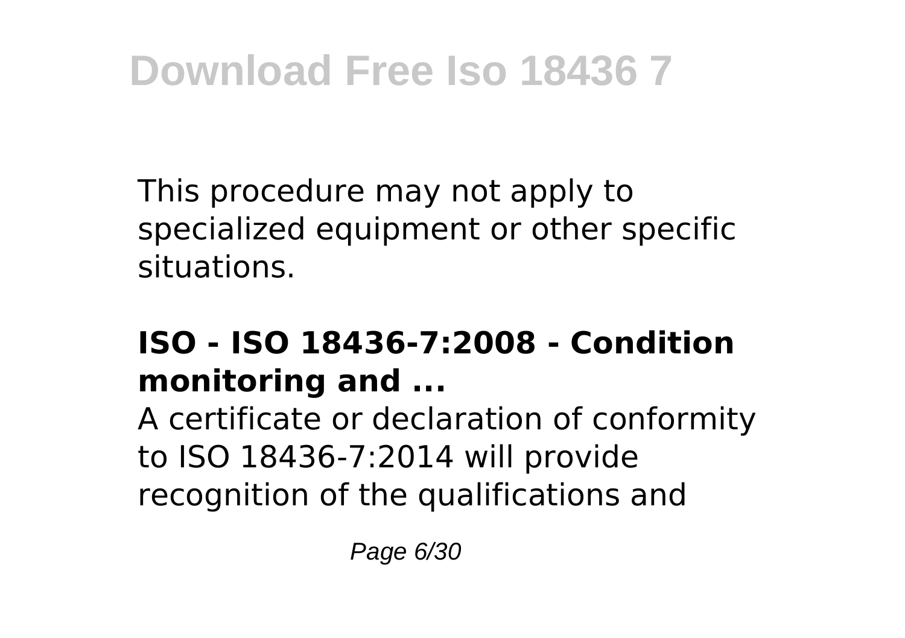This procedure may not apply to specialized equipment or other specific situations.

## ISO - ISO 18436-7:2008 - Condition monitoring and ...

A certificate or declaration of conformity to ISO 18436-7:2014 will provide recognition of the qualifications and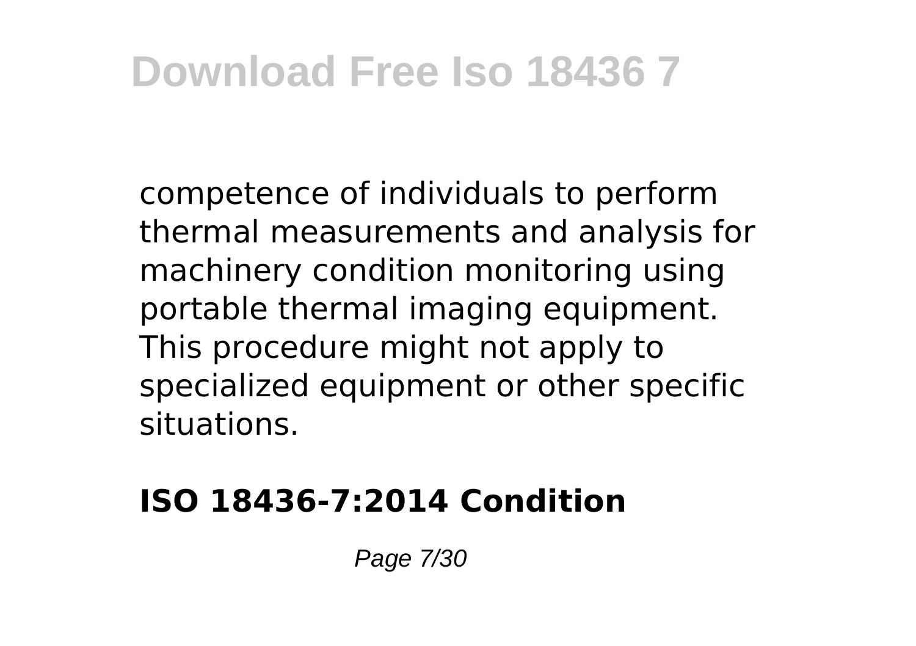competence of individuals to perform thermal measurements and analysis for machinery condition monitoring using portable thermal imaging equipment. This procedure might not apply to specialized equipment or other specific situations.

**ISO 18436-7:2014 Condition**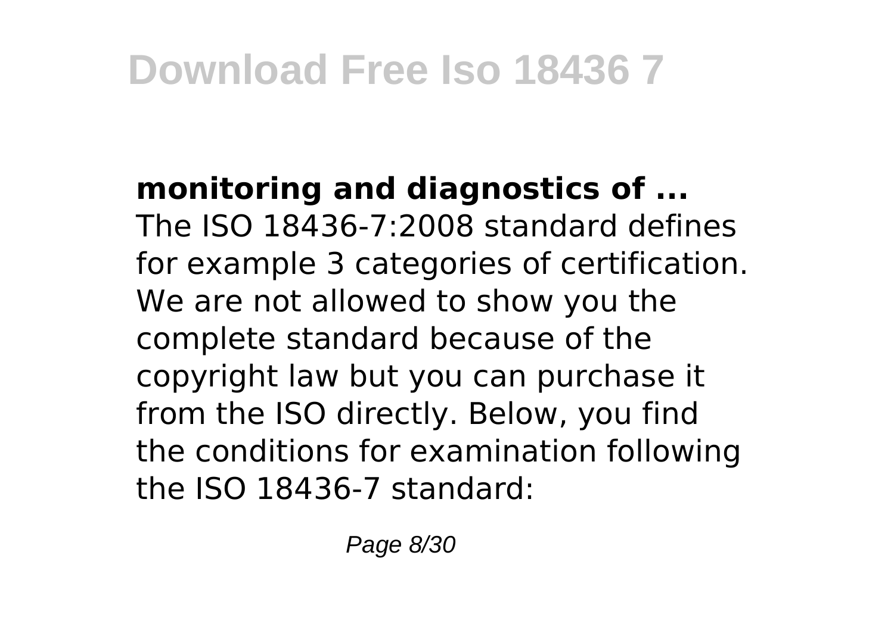**monitoring and diagnostics of ...**
The ISO 18436-7:2008 standard defines for example 3 categories of certification. We are not allowed to show you the complete standard because of the copyright law but you can purchase it from the ISO directly. Below, you find the conditions for examination following the ISO 18436-7 standard: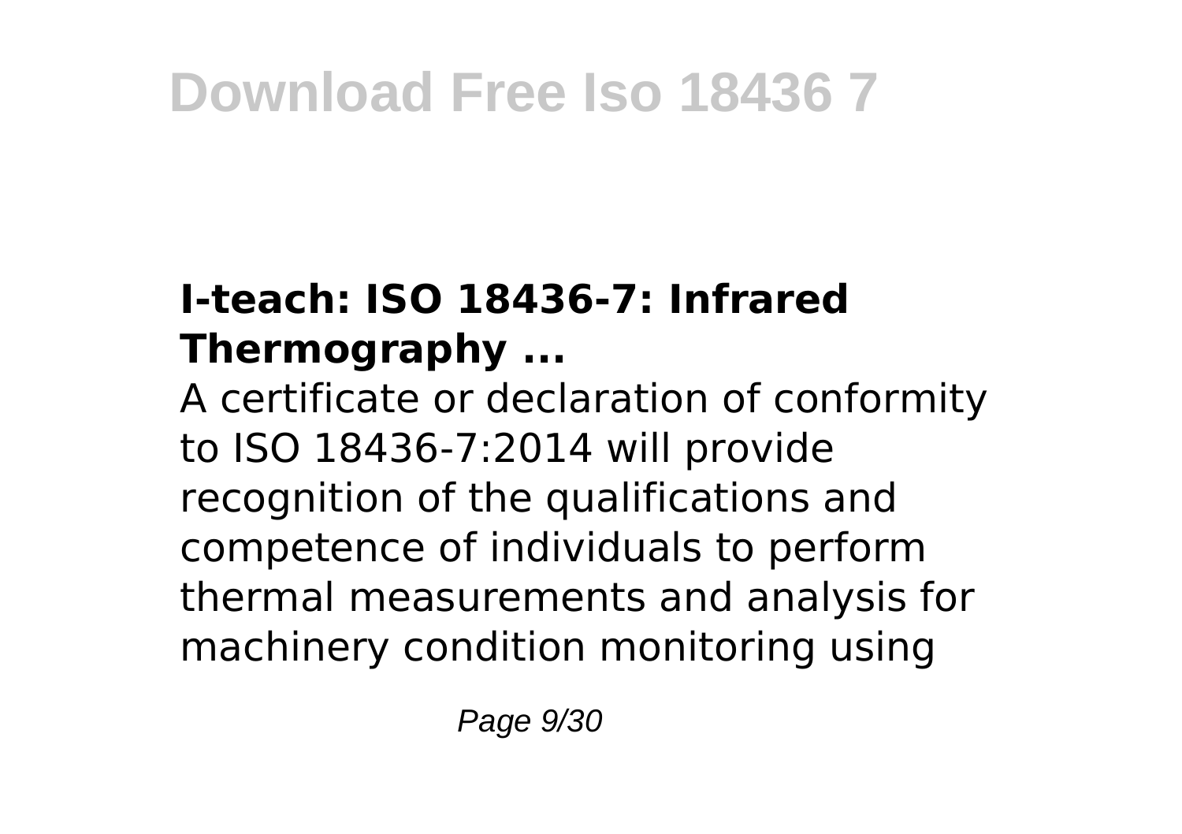### I-teach: ISO 18436-7: Infrared Thermography ...

A certificate or declaration of conformity to ISO 18436-7:2014 will provide recognition of the qualifications and competence of individuals to perform thermal measurements and analysis for machinery condition monitoring using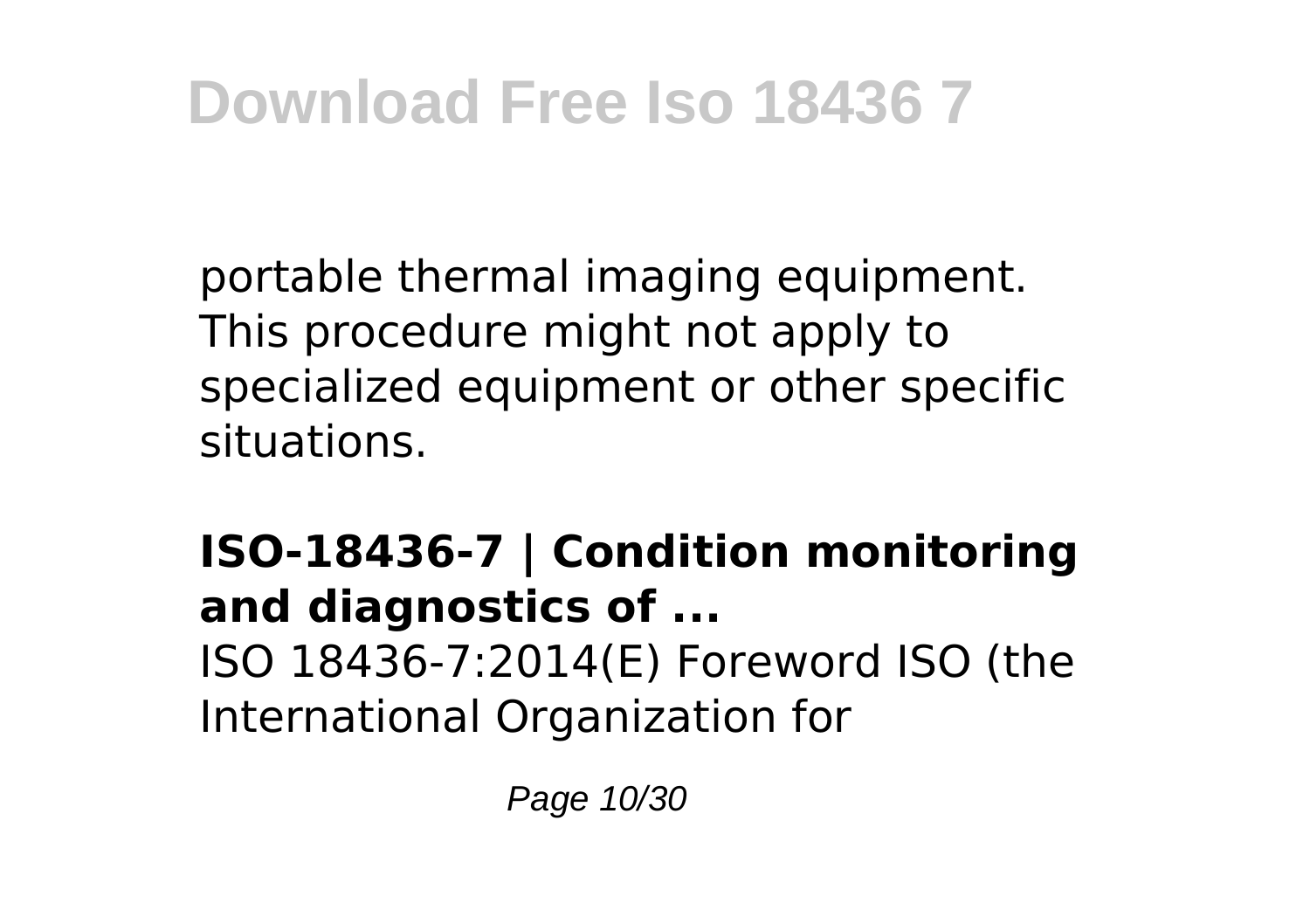portable thermal imaging equipment. This procedure might not apply to specialized equipment or other specific situations.

**ISO-18436-7 | Condition monitoring and diagnostics of ...**

ISO 18436-7:2014(E) Foreword ISO (the International Organization for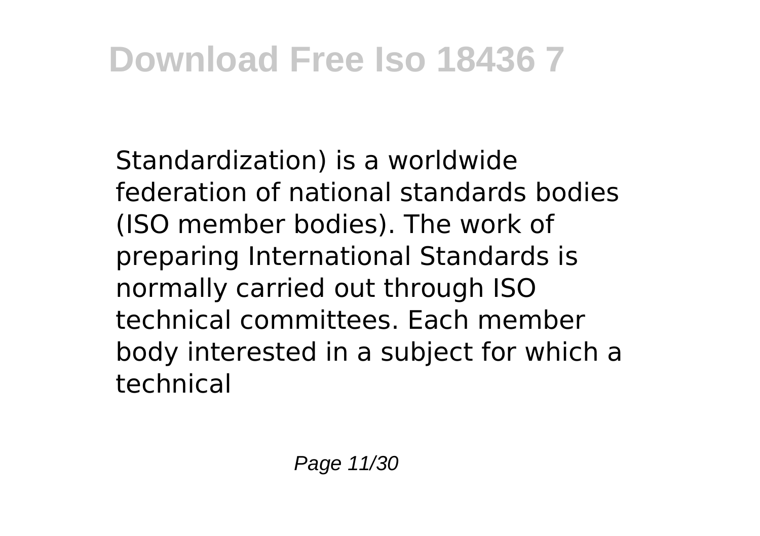Standardization) is a worldwide federation of national standards bodies (ISO member bodies). The work of preparing International Standards is normally carried out through ISO technical committees. Each member body interested in a subject for which a technical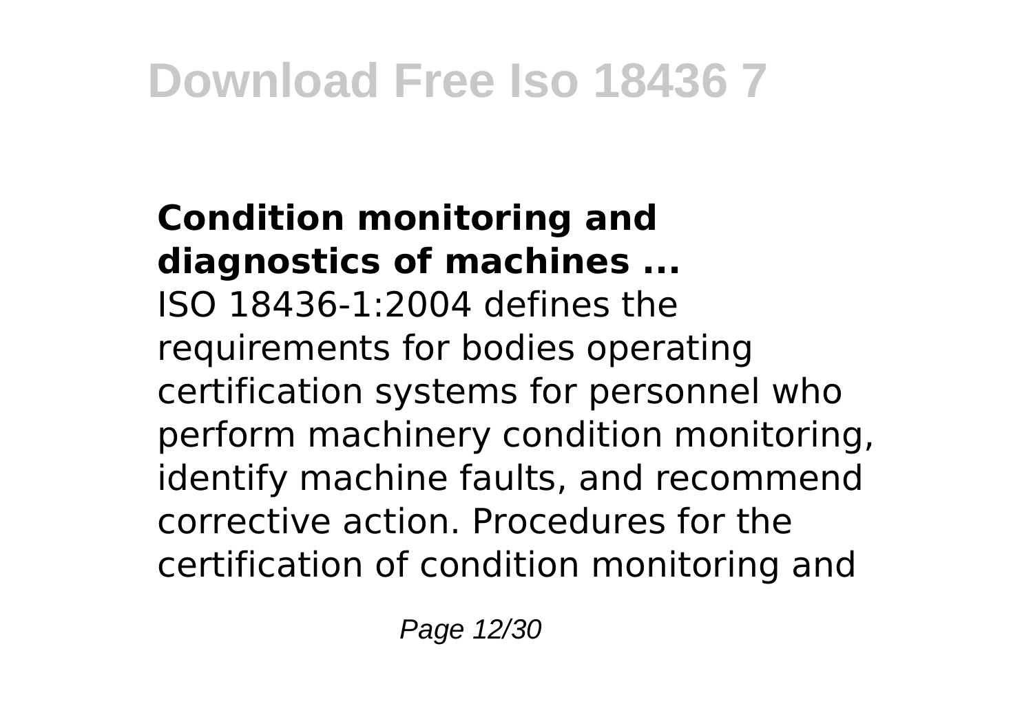**Condition monitoring and diagnostics of machines ...**

ISO 18436-1:2004 defines the requirements for bodies operating certification systems for personnel who perform machinery condition monitoring, identify machine faults, and recommend corrective action. Procedures for the certification of condition monitoring and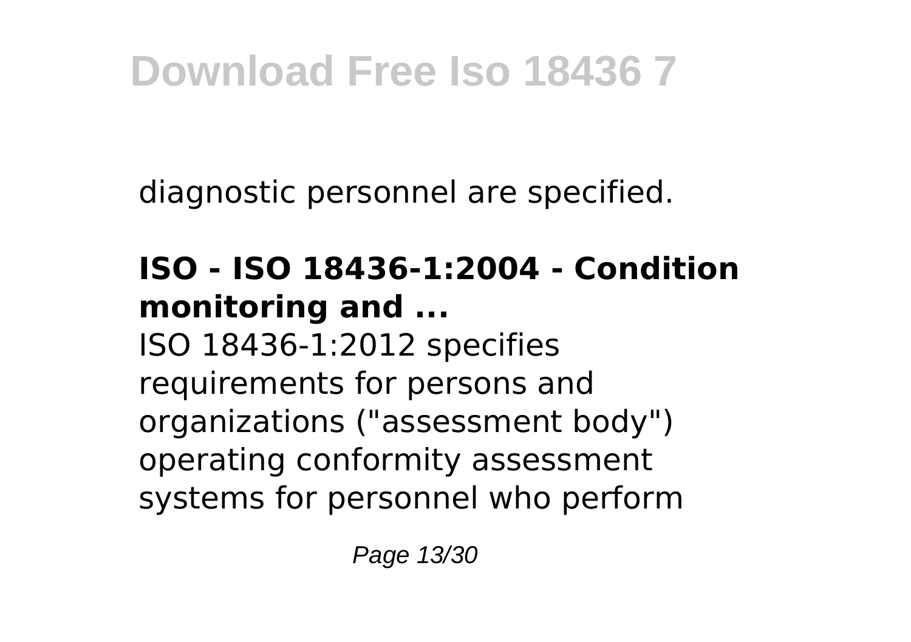diagnostic personnel are specified.

**ISO - ISO 18436-1:2004 - Condition monitoring and ...**

ISO 18436-1:2012 specifies requirements for persons and organizations ("assessment body") operating conformity assessment systems for personnel who perform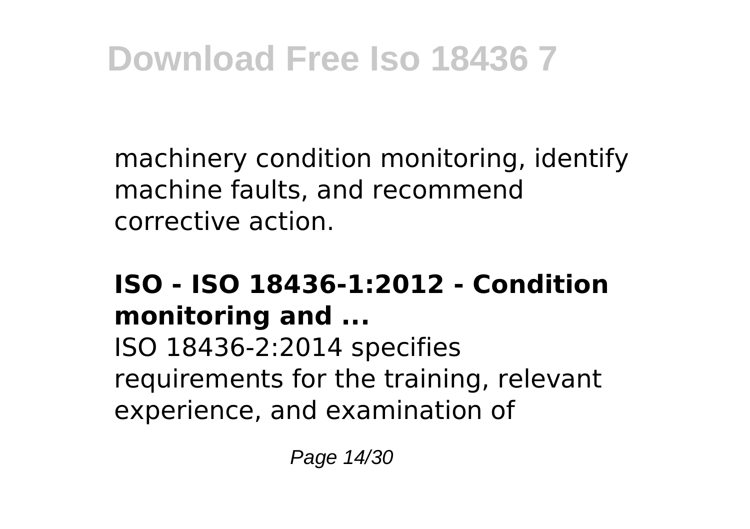machinery condition monitoring, identify machine faults, and recommend corrective action.

**ISO - ISO 18436-1:2012 - Condition monitoring and ...**

ISO 18436-2:2014 specifies requirements for the training, relevant experience, and examination of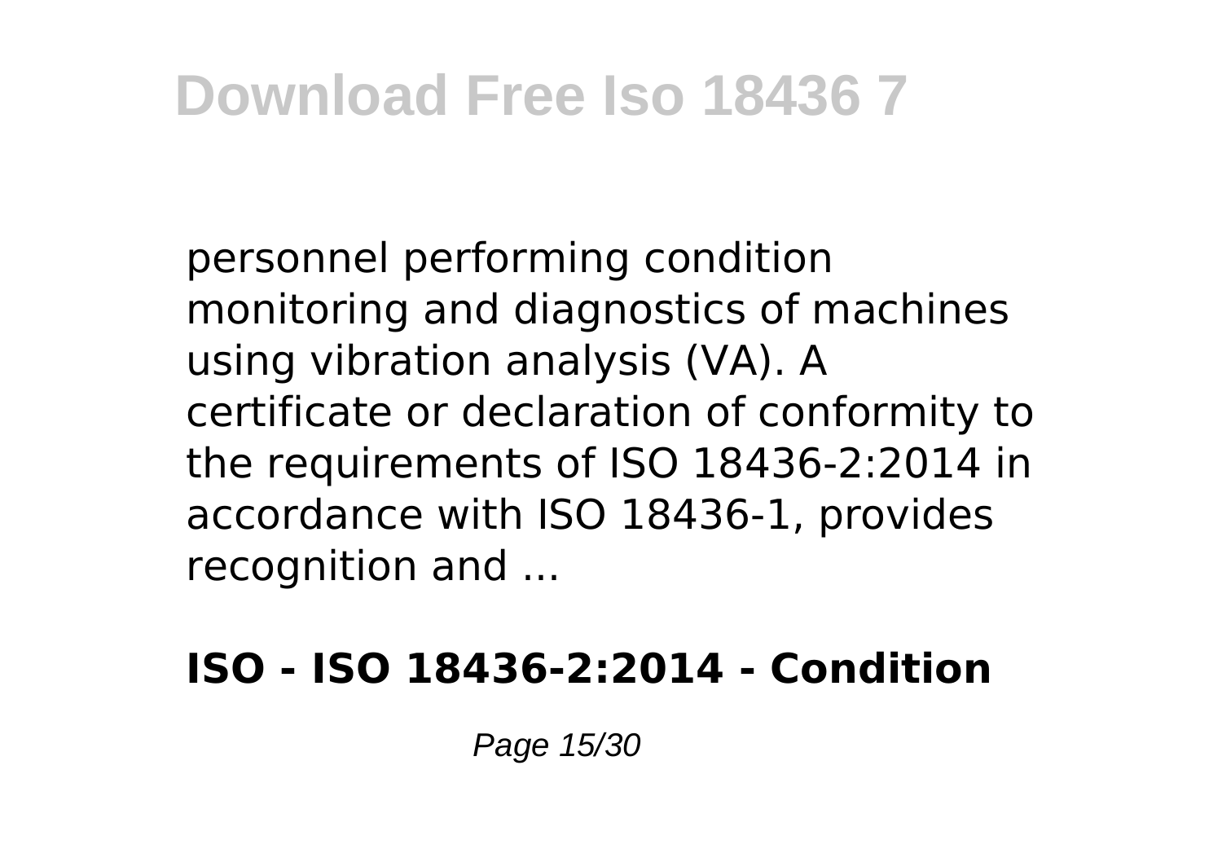personnel performing condition monitoring and diagnostics of machines using vibration analysis (VA). A certificate or declaration of conformity to the requirements of ISO 18436-2:2014 in accordance with ISO 18436-1, provides recognition and ...

**ISO - ISO 18436-2:2014 - Condition**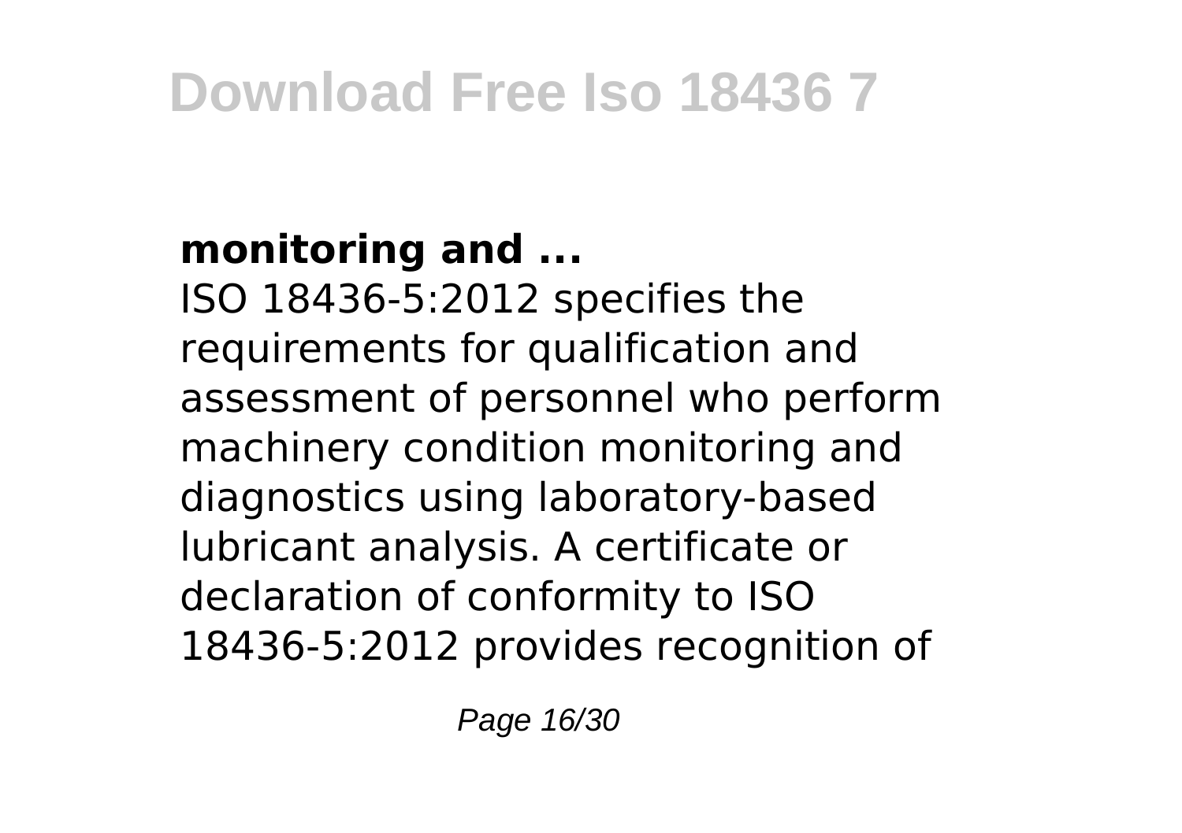**monitoring and ...**

ISO 18436-5:2012 specifies the requirements for qualification and assessment of personnel who perform machinery condition monitoring and diagnostics using laboratory-based lubricant analysis. A certificate or declaration of conformity to ISO 18436-5:2012 provides recognition of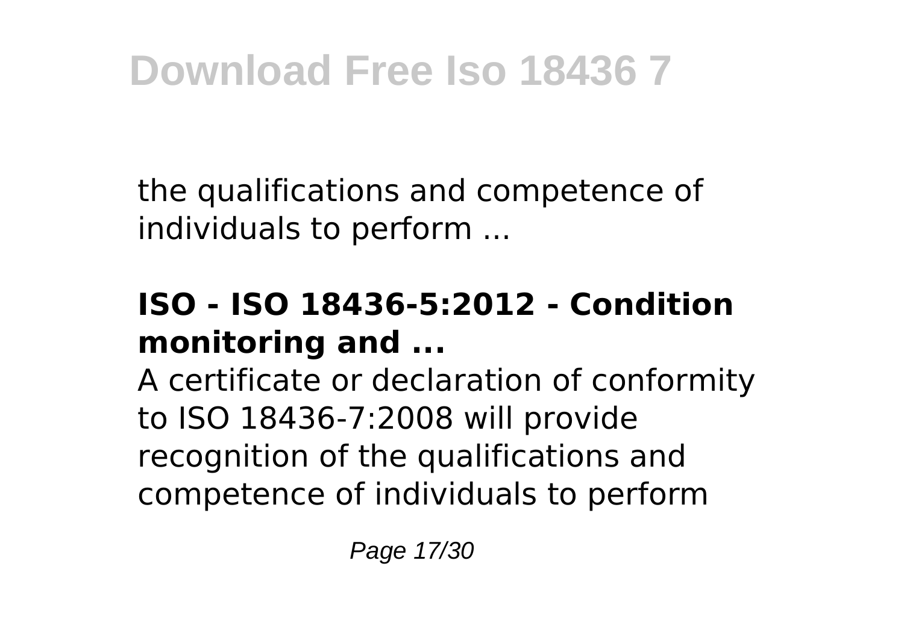the qualifications and competence of individuals to perform ...

### ISO - ISO 18436-5:2012 - Condition monitoring and ...

A certificate or declaration of conformity to ISO 18436-7:2008 will provide recognition of the qualifications and competence of individuals to perform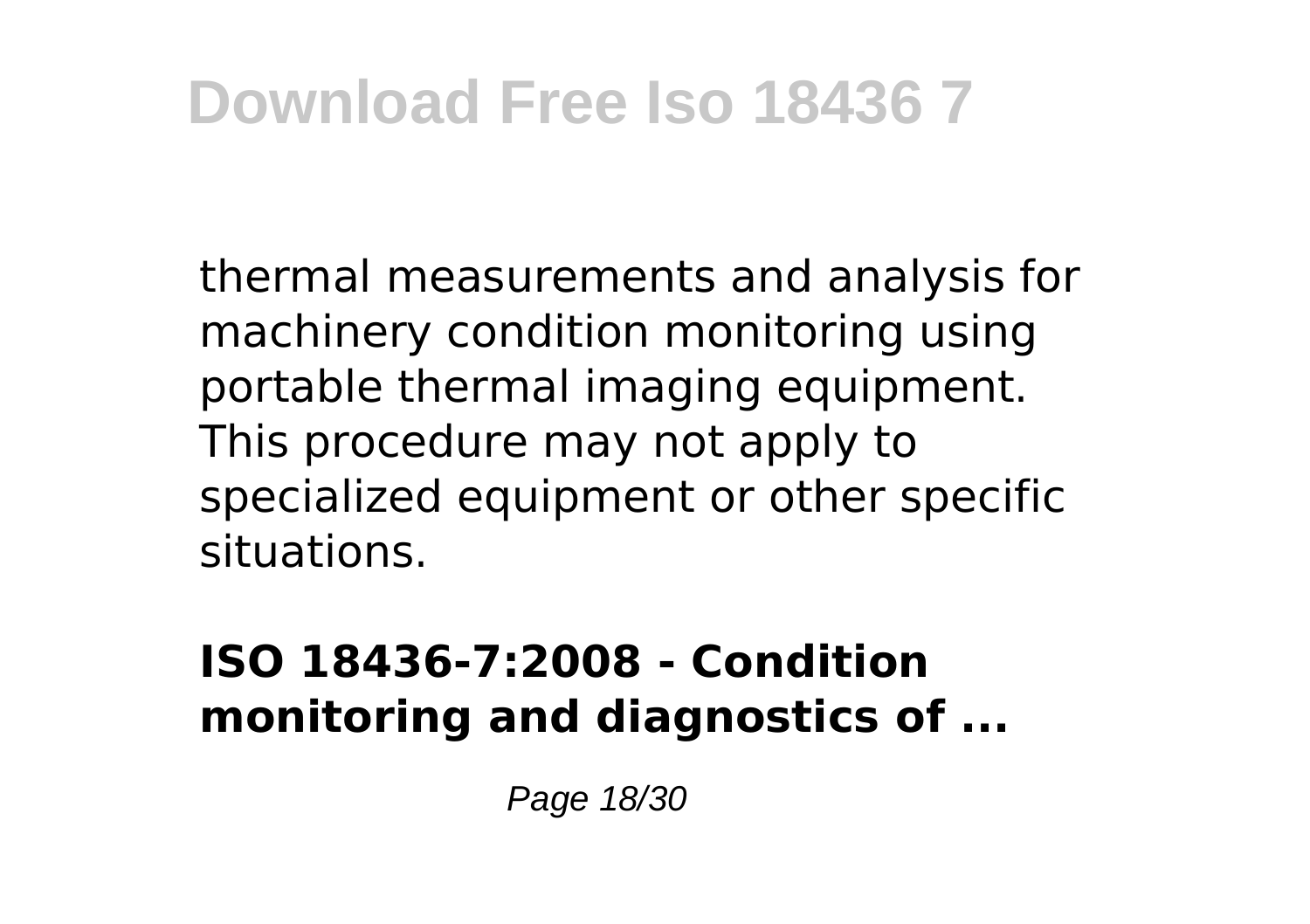thermal measurements and analysis for machinery condition monitoring using portable thermal imaging equipment. This procedure may not apply to specialized equipment or other specific situations.

**ISO 18436-7:2008 - Condition monitoring and diagnostics of ...**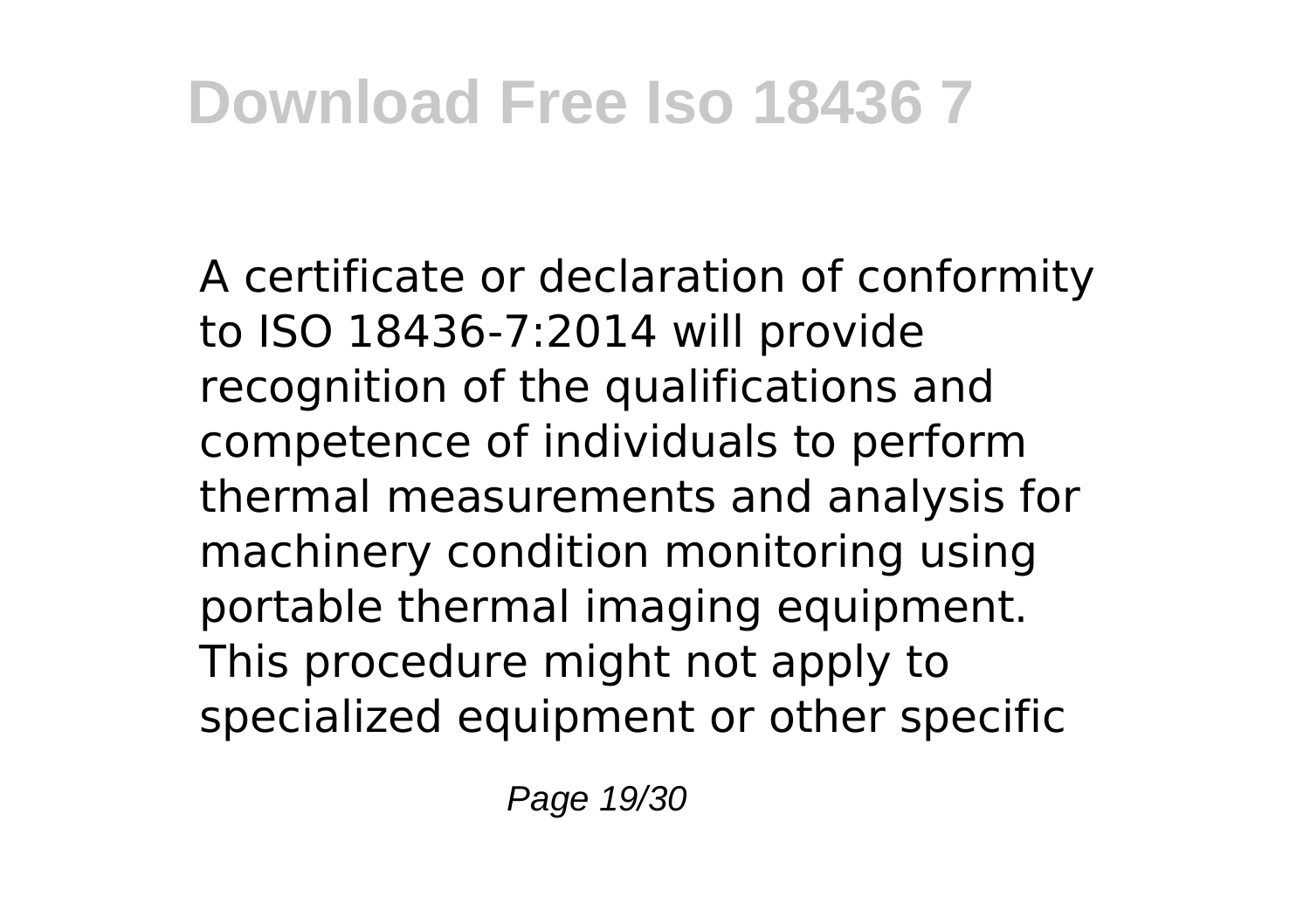A certificate or declaration of conformity to ISO 18436-7:2014 will provide recognition of the qualifications and competence of individuals to perform thermal measurements and analysis for machinery condition monitoring using portable thermal imaging equipment. This procedure might not apply to specialized equipment or other specific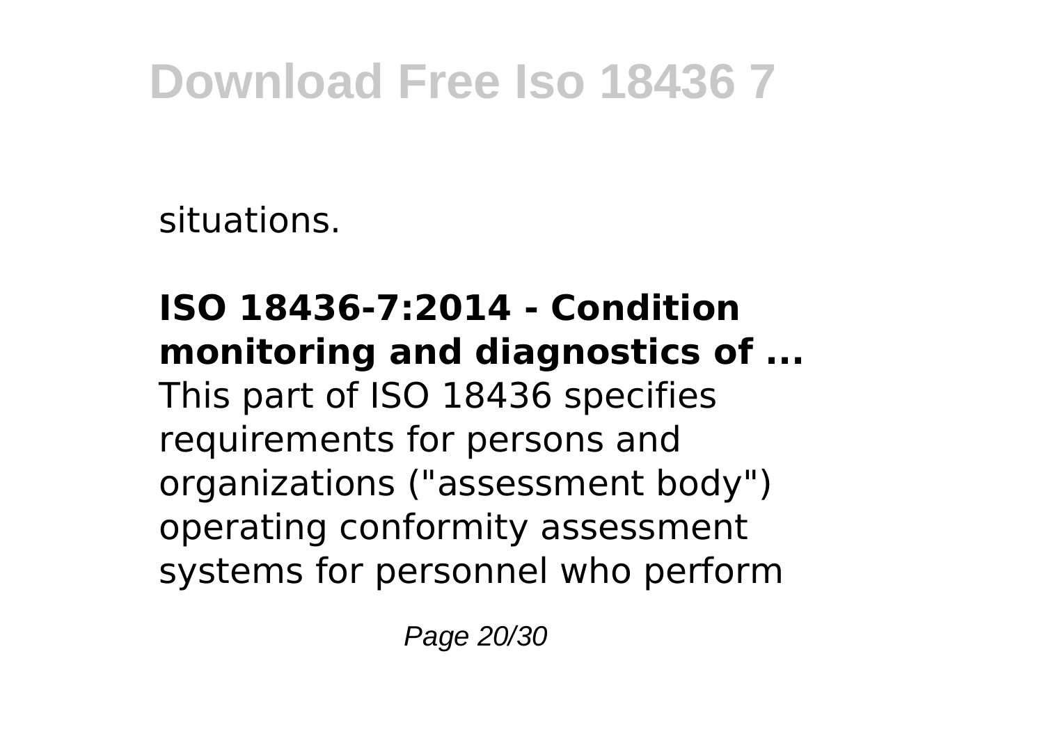situations.

**ISO 18436-7:2014 - Condition monitoring and diagnostics of ...**
This part of ISO 18436 specifies requirements for persons and organizations ("assessment body") operating conformity assessment systems for personnel who perform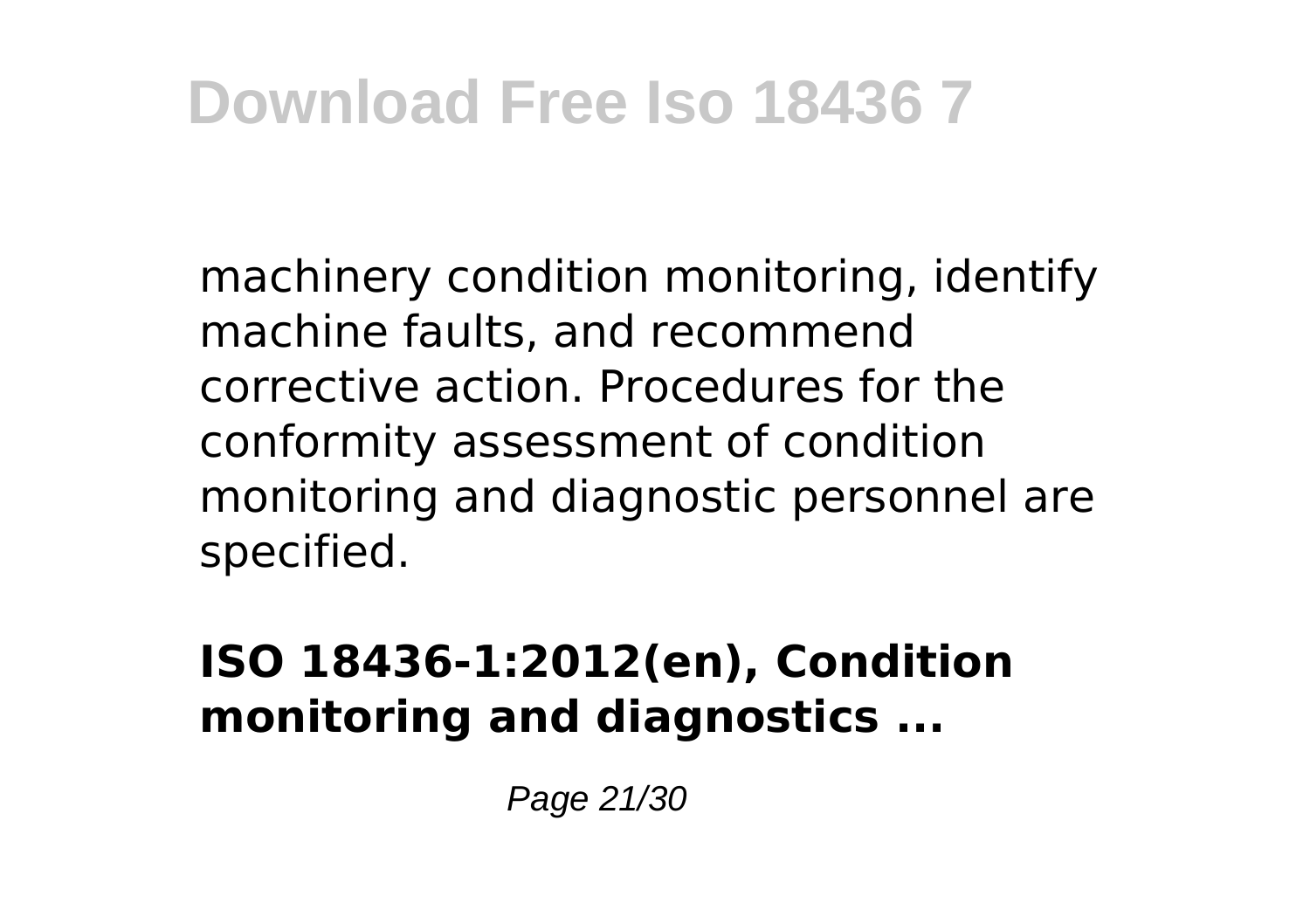machinery condition monitoring, identify machine faults, and recommend corrective action. Procedures for the conformity assessment of condition monitoring and diagnostic personnel are specified.

**ISO 18436-1:2012(en), Condition monitoring and diagnostics ...**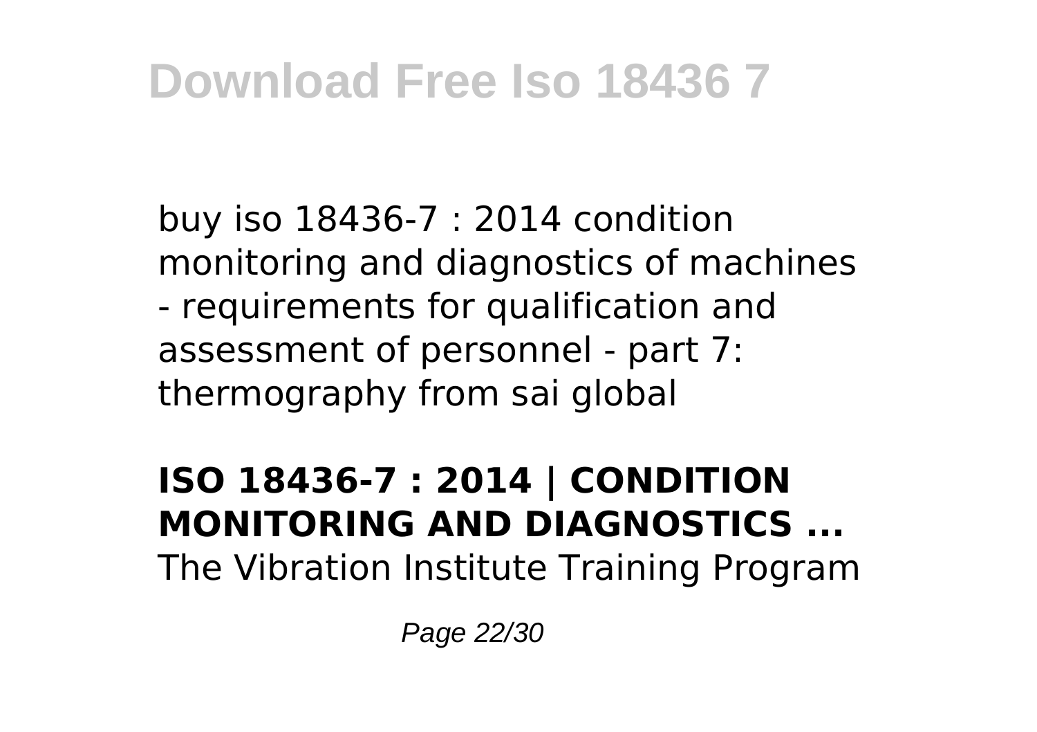buy iso 18436-7 : 2014 condition monitoring and diagnostics of machines - requirements for qualification and assessment of personnel - part 7: thermography from sai global

**ISO 18436-7 : 2014 | CONDITION MONITORING AND DIAGNOSTICS ...**

The Vibration Institute Training Program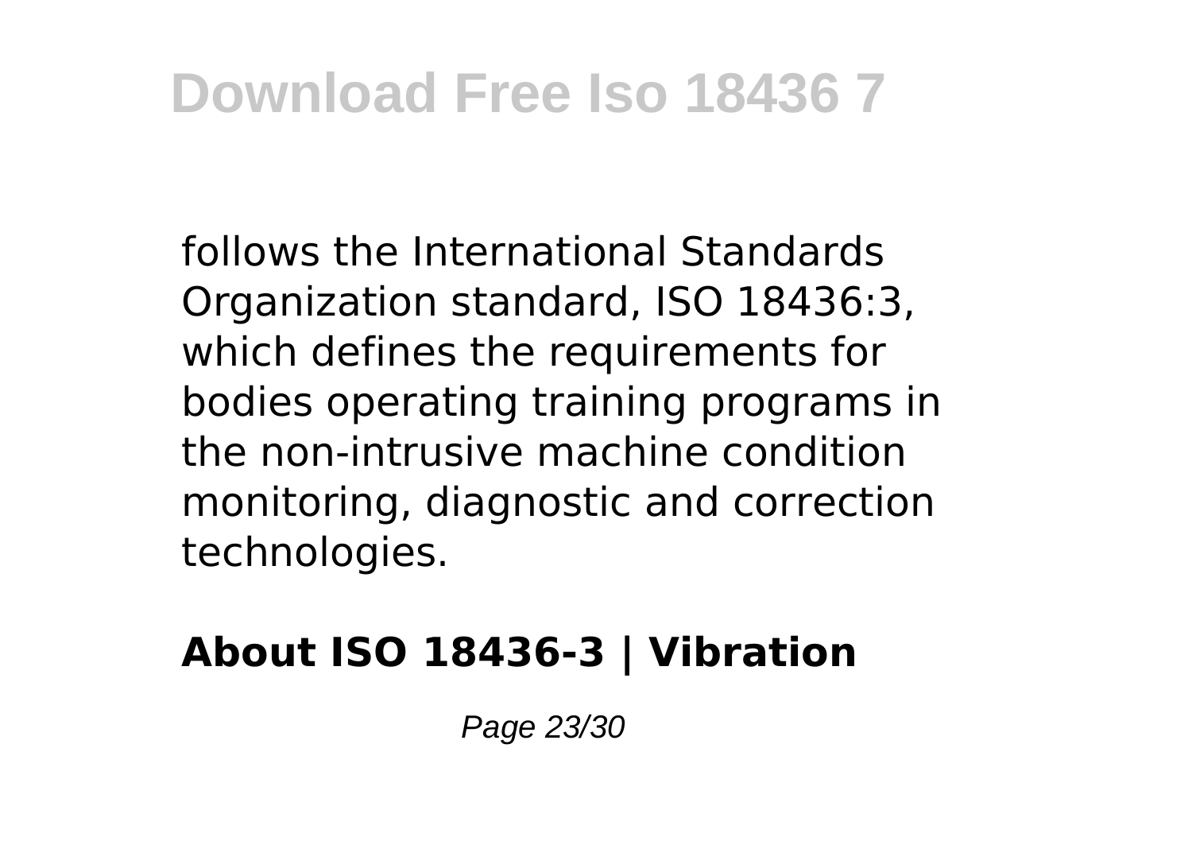follows the International Standards Organization standard, ISO 18436:3, which defines the requirements for bodies operating training programs in the non-intrusive machine condition monitoring, diagnostic and correction technologies.

## About ISO 18436-3 | Vibration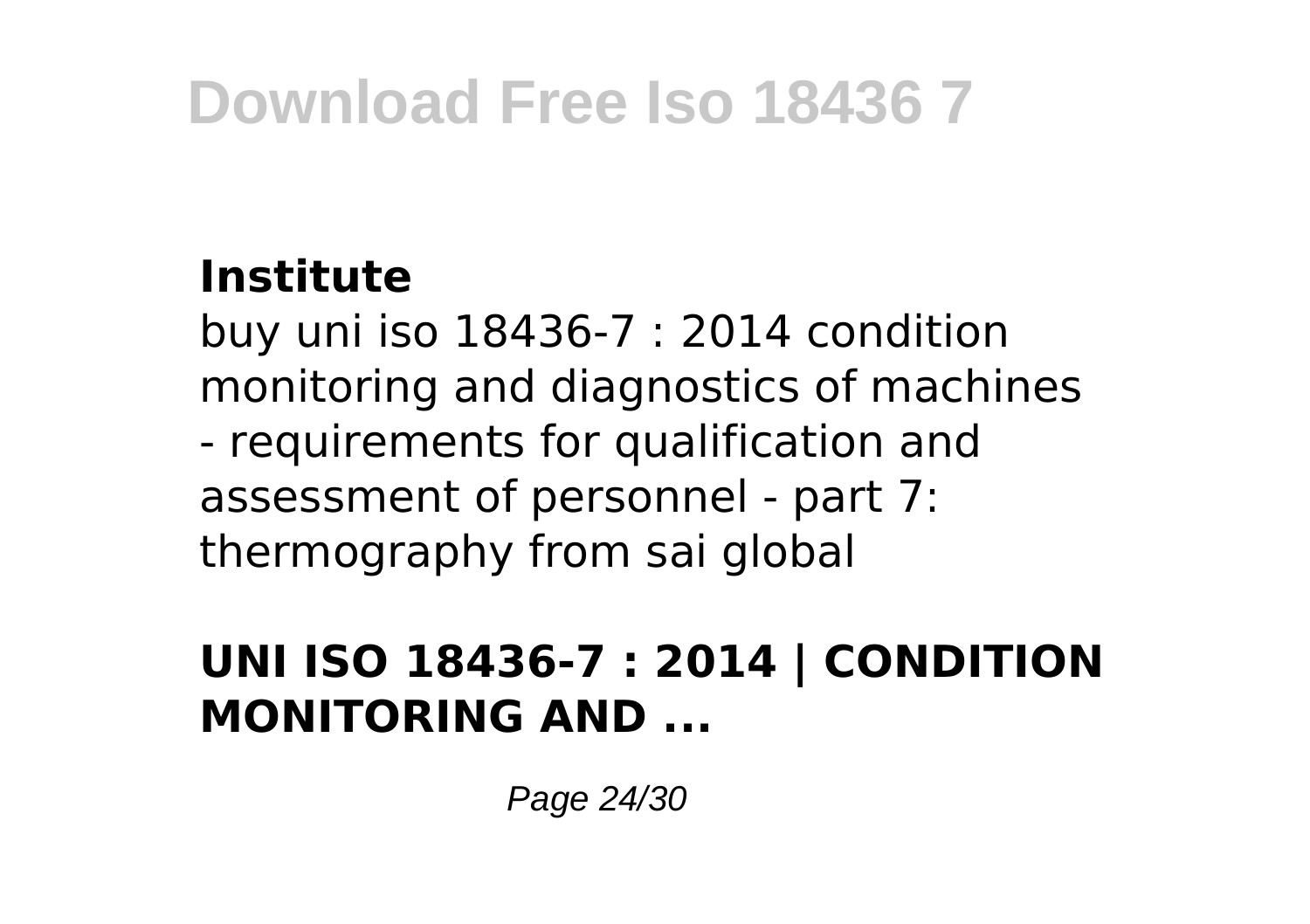**Institute**

buy uni iso 18436-7 : 2014 condition monitoring and diagnostics of machines - requirements for qualification and assessment of personnel - part 7: thermography from sai global

## UNI ISO 18436-7 : 2014 | CONDITION MONITORING AND ...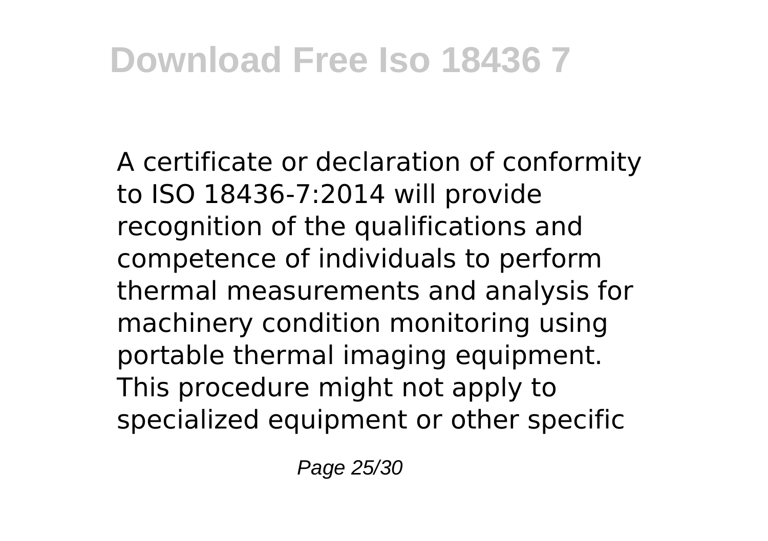A certificate or declaration of conformity to ISO 18436-7:2014 will provide recognition of the qualifications and competence of individuals to perform thermal measurements and analysis for machinery condition monitoring using portable thermal imaging equipment. This procedure might not apply to specialized equipment or other specific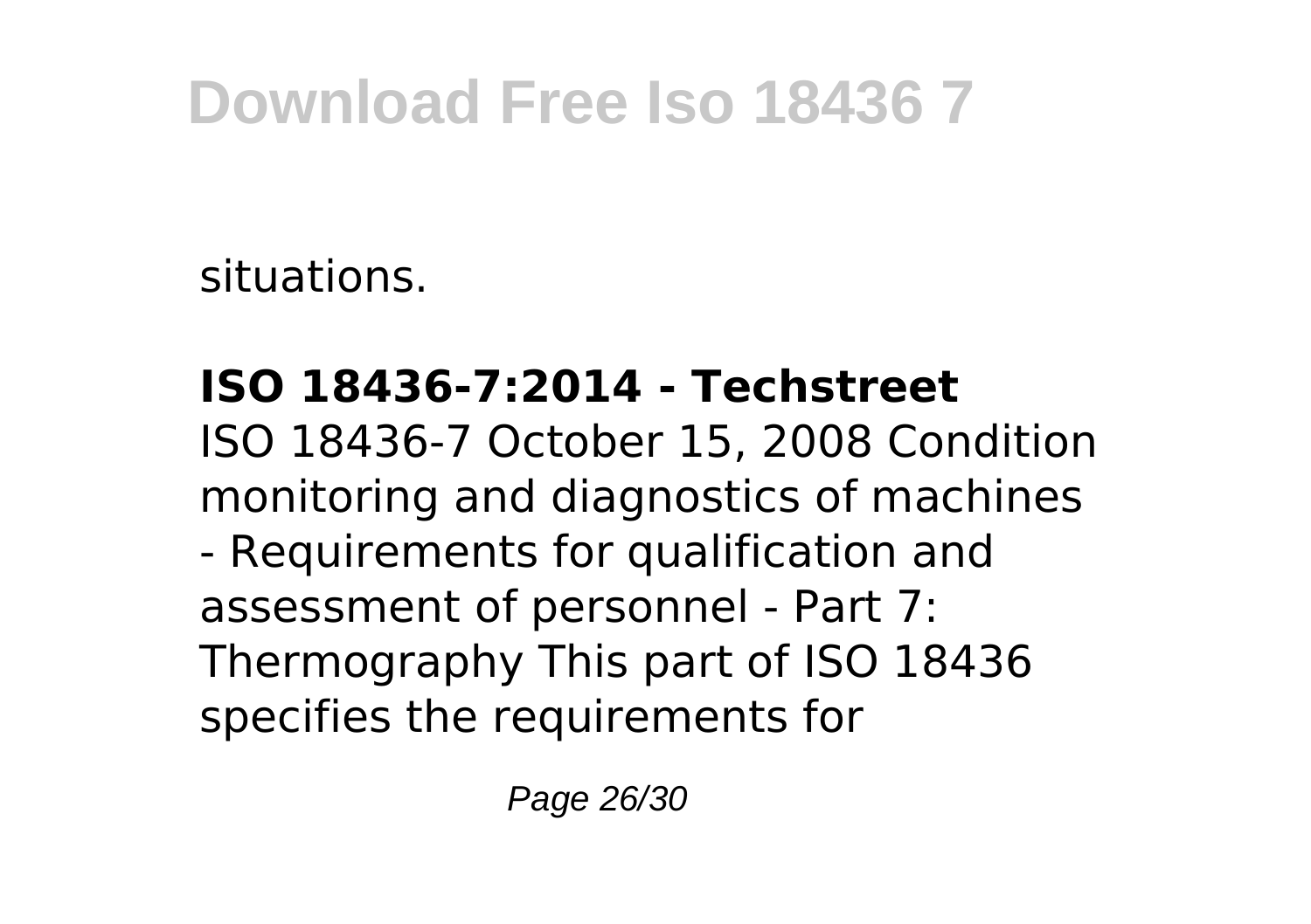situations.

**ISO 18436-7:2014 - Techstreet**

ISO 18436-7 October 15, 2008 Condition monitoring and diagnostics of machines - Requirements for qualification and assessment of personnel - Part 7: Thermography This part of ISO 18436 specifies the requirements for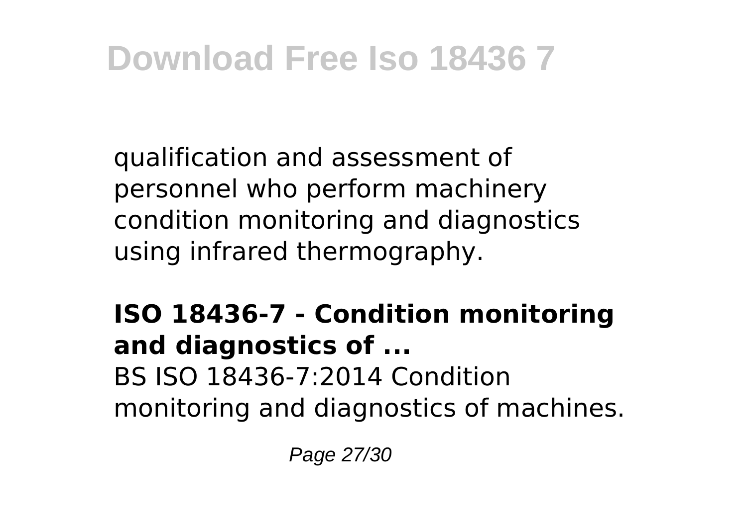qualification and assessment of personnel who perform machinery condition monitoring and diagnostics using infrared thermography.

**ISO 18436-7 - Condition monitoring and diagnostics of ...**

BS ISO 18436-7:2014 Condition monitoring and diagnostics of machines.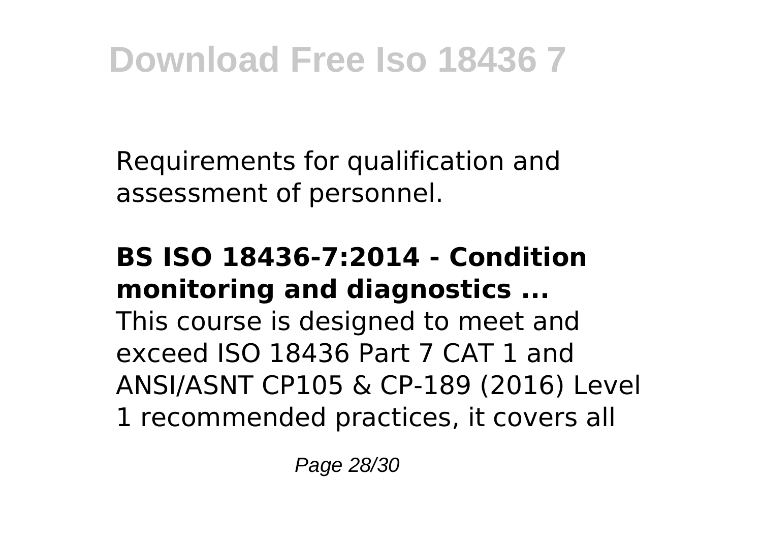Requirements for qualification and assessment of personnel.

**BS ISO 18436-7:2014 - Condition monitoring and diagnostics ...**

This course is designed to meet and exceed ISO 18436 Part 7 CAT 1 and ANSI/ASNT CP105 & CP-189 (2016) Level 1 recommended practices, it covers all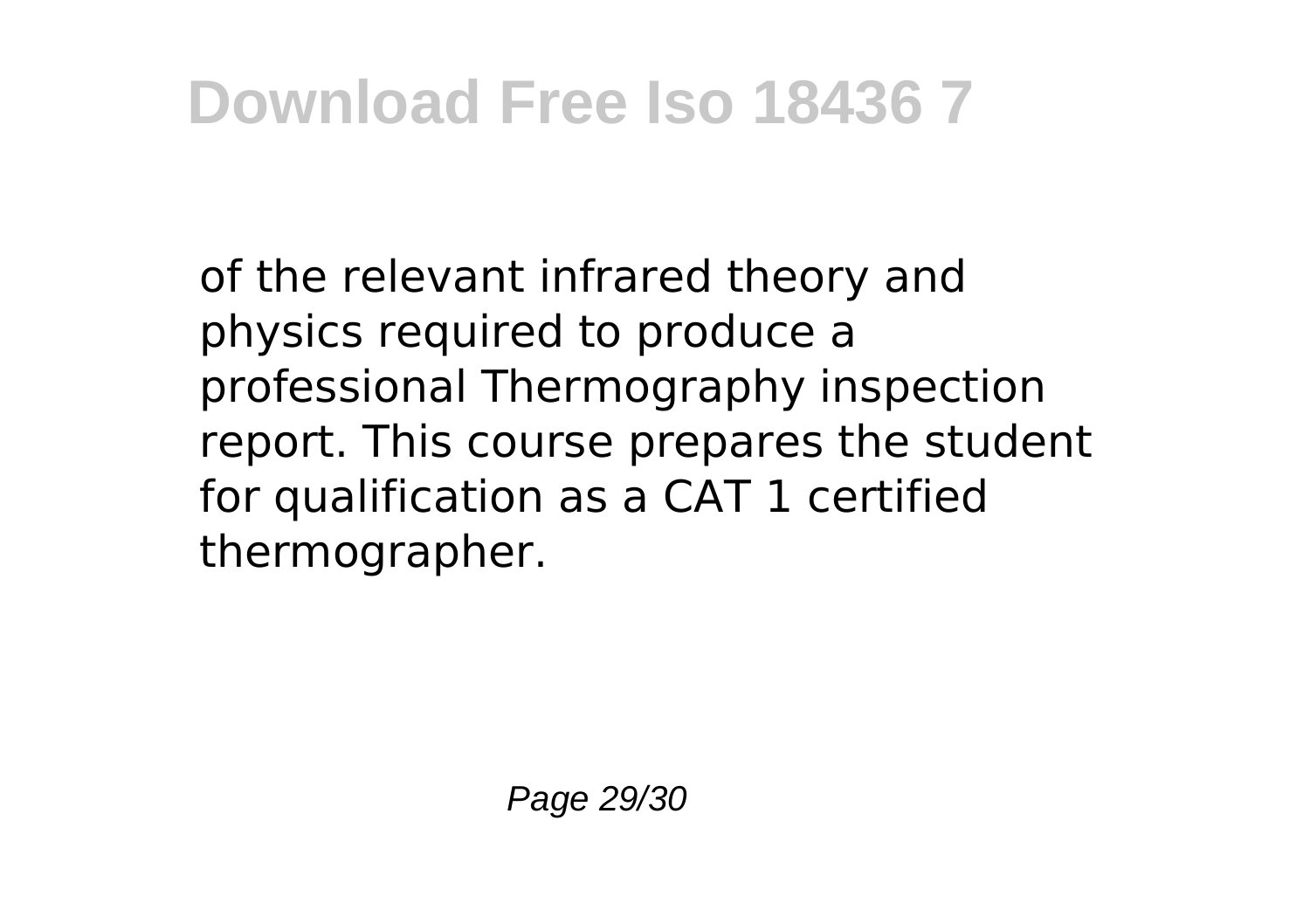of the relevant infrared theory and physics required to produce a professional Thermography inspection report. This course prepares the student for qualification as a CAT 1 certified thermographer.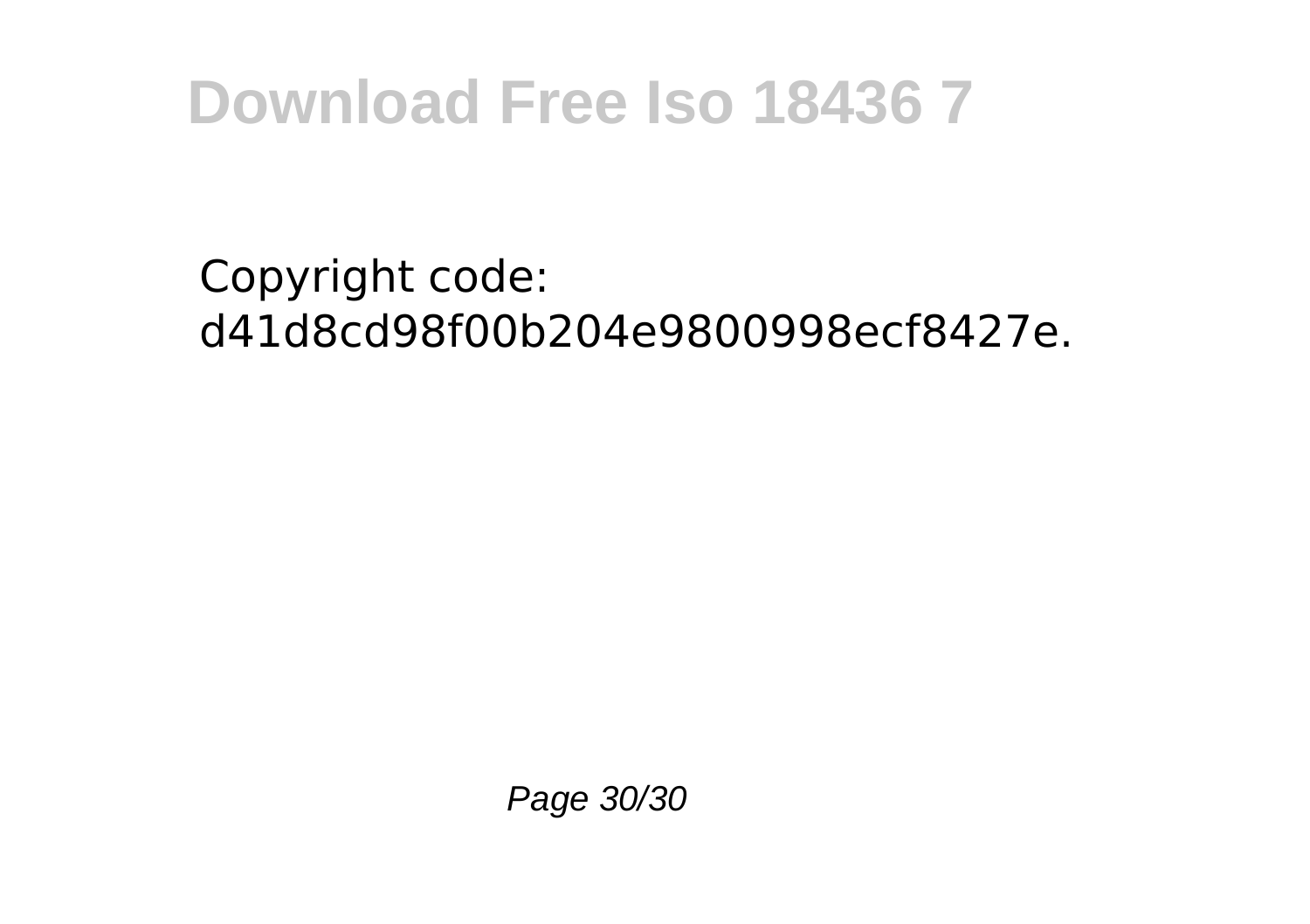Copyright code: d41d8cd98f00b204e9800998ecf8427e.